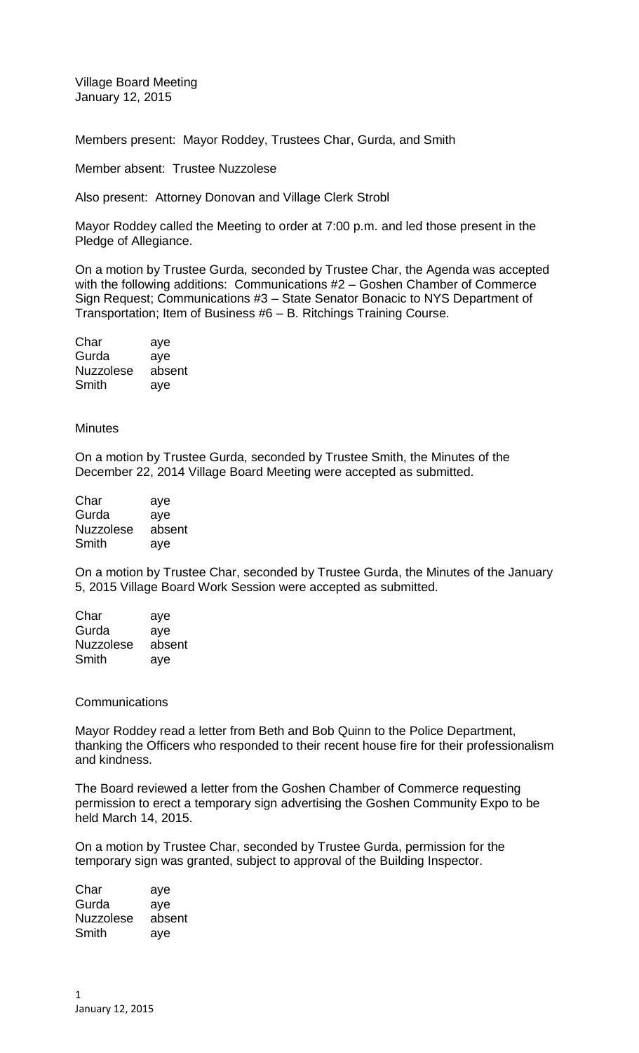Village Board Meeting
January 12, 2015

Members present: Mayor Roddey, Trustees Char, Gurda, and Smith

Member absent: Trustee Nuzzolese

Also present: Attorney Donovan and Village Clerk Strobl

Mayor Roddey called the Meeting to order at 7:00 p.m. and led those present in the Pledge of Allegiance.

On a motion by Trustee Gurda, seconded by Trustee Char, the Agenda was accepted with the following additions: Communications #2 – Goshen Chamber of Commerce Sign Request; Communications #3 – State Senator Bonacic to NYS Department of Transportation; Item of Business #6 – B. Ritchings Training Course.

| | |
|---|---|
| Char | aye |
| Gurda | aye |
| Nuzzolese | absent |
| Smith | aye |

Minutes

On a motion by Trustee Gurda, seconded by Trustee Smith, the Minutes of the December 22, 2014 Village Board Meeting were accepted as submitted.

| | |
|---|---|
| Char | aye |
| Gurda | aye |
| Nuzzolese | absent |
| Smith | aye |

On a motion by Trustee Char, seconded by Trustee Gurda, the Minutes of the January 5, 2015 Village Board Work Session were accepted as submitted.

| | |
|---|---|
| Char | aye |
| Gurda | aye |
| Nuzzolese | absent |
| Smith | aye |

Communications

Mayor Roddey read a letter from Beth and Bob Quinn to the Police Department, thanking the Officers who responded to their recent house fire for their professionalism and kindness.

The Board reviewed a letter from the Goshen Chamber of Commerce requesting permission to erect a temporary sign advertising the Goshen Community Expo to be held March 14, 2015.

On a motion by Trustee Char, seconded by Trustee Gurda, permission for the temporary sign was granted, subject to approval of the Building Inspector.

| | |
|---|---|
| Char | aye |
| Gurda | aye |
| Nuzzolese | absent |
| Smith | aye |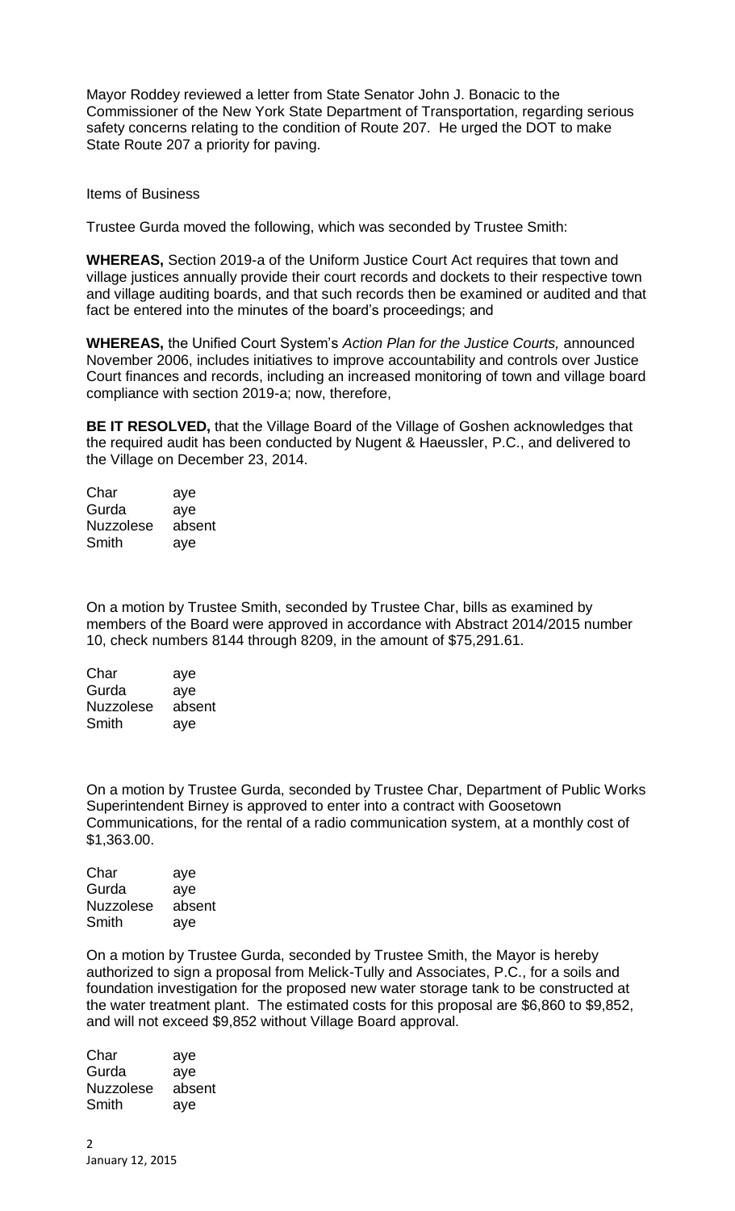Mayor Roddey reviewed a letter from State Senator John J. Bonacic to the Commissioner of the New York State Department of Transportation, regarding serious safety concerns relating to the condition of Route 207. He urged the DOT to make State Route 207 a priority for paving.

Items of Business

Trustee Gurda moved the following, which was seconded by Trustee Smith:

**WHEREAS,** Section 2019-a of the Uniform Justice Court Act requires that town and village justices annually provide their court records and dockets to their respective town and village auditing boards, and that such records then be examined or audited and that fact be entered into the minutes of the board's proceedings; and

**WHEREAS,** the Unified Court System's *Action Plan for the Justice Courts,* announced November 2006, includes initiatives to improve accountability and controls over Justice Court finances and records, including an increased monitoring of town and village board compliance with section 2019-a; now, therefore,

**BE IT RESOLVED,** that the Village Board of the Village of Goshen acknowledges that the required audit has been conducted by Nugent & Haeussler, P.C., and delivered to the Village on December 23, 2014.

| | |
|---|---|
| Char | aye |
| Gurda | aye |
| Nuzzolese | absent |
| Smith | aye |

On a motion by Trustee Smith, seconded by Trustee Char, bills as examined by members of the Board were approved in accordance with Abstract 2014/2015 number 10, check numbers 8144 through 8209, in the amount of $75,291.61.

| | |
|---|---|
| Char | aye |
| Gurda | aye |
| Nuzzolese | absent |
| Smith | aye |

On a motion by Trustee Gurda, seconded by Trustee Char, Department of Public Works Superintendent Birney is approved to enter into a contract with Goosetown Communications, for the rental of a radio communication system, at a monthly cost of $1,363.00.

| | |
|---|---|
| Char | aye |
| Gurda | aye |
| Nuzzolese | absent |
| Smith | aye |

On a motion by Trustee Gurda, seconded by Trustee Smith, the Mayor is hereby authorized to sign a proposal from Melick-Tully and Associates, P.C., for a soils and foundation investigation for the proposed new water storage tank to be constructed at the water treatment plant. The estimated costs for this proposal are $6,860 to $9,852, and will not exceed $9,852 without Village Board approval.

| | |
|---|---|
| Char | aye |
| Gurda | aye |
| Nuzzolese | absent |
| Smith | aye |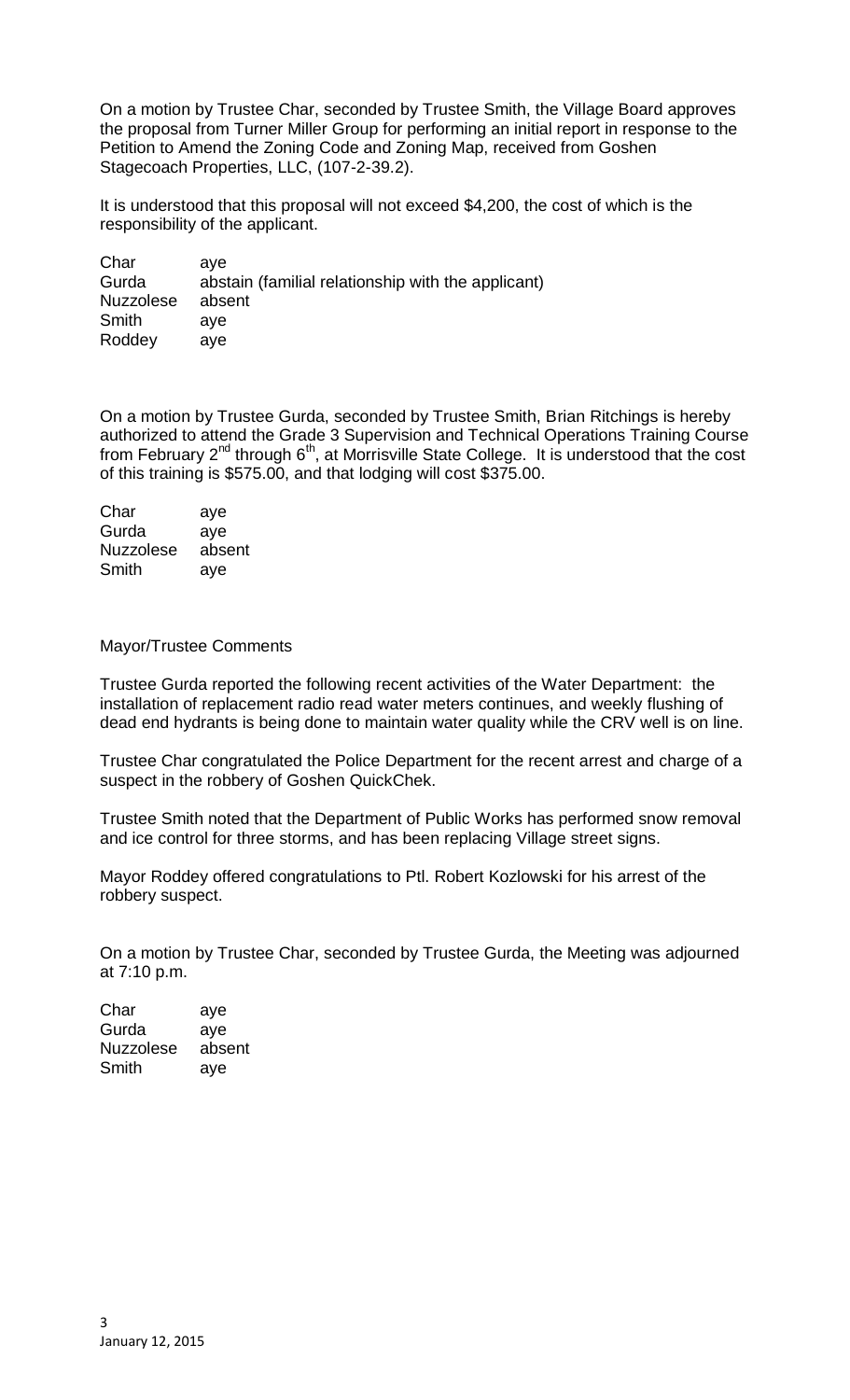On a motion by Trustee Char, seconded by Trustee Smith, the Village Board approves the proposal from Turner Miller Group for performing an initial report in response to the Petition to Amend the Zoning Code and Zoning Map, received from Goshen Stagecoach Properties, LLC, (107-2-39.2).

It is understood that this proposal will not exceed $4,200, the cost of which is the responsibility of the applicant.

| | |
|---|---|
| Char | aye |
| Gurda | abstain (familial relationship with the applicant) |
| Nuzzolese | absent |
| Smith | aye |
| Roddey | aye |

On a motion by Trustee Gurda, seconded by Trustee Smith, Brian Ritchings is hereby authorized to attend the Grade 3 Supervision and Technical Operations Training Course from February 2nd through 6th, at Morrisville State College. It is understood that the cost of this training is $575.00, and that lodging will cost $375.00.

| | |
|---|---|
| Char | aye |
| Gurda | aye |
| Nuzzolese | absent |
| Smith | aye |

Mayor/Trustee Comments

Trustee Gurda reported the following recent activities of the Water Department: the installation of replacement radio read water meters continues, and weekly flushing of dead end hydrants is being done to maintain water quality while the CRV well is on line.

Trustee Char congratulated the Police Department for the recent arrest and charge of a suspect in the robbery of Goshen QuickChek.

Trustee Smith noted that the Department of Public Works has performed snow removal and ice control for three storms, and has been replacing Village street signs.

Mayor Roddey offered congratulations to Ptl. Robert Kozlowski for his arrest of the robbery suspect.

On a motion by Trustee Char, seconded by Trustee Gurda, the Meeting was adjourned at 7:10 p.m.

| | |
|---|---|
| Char | aye |
| Gurda | aye |
| Nuzzolese | absent |
| Smith | aye |